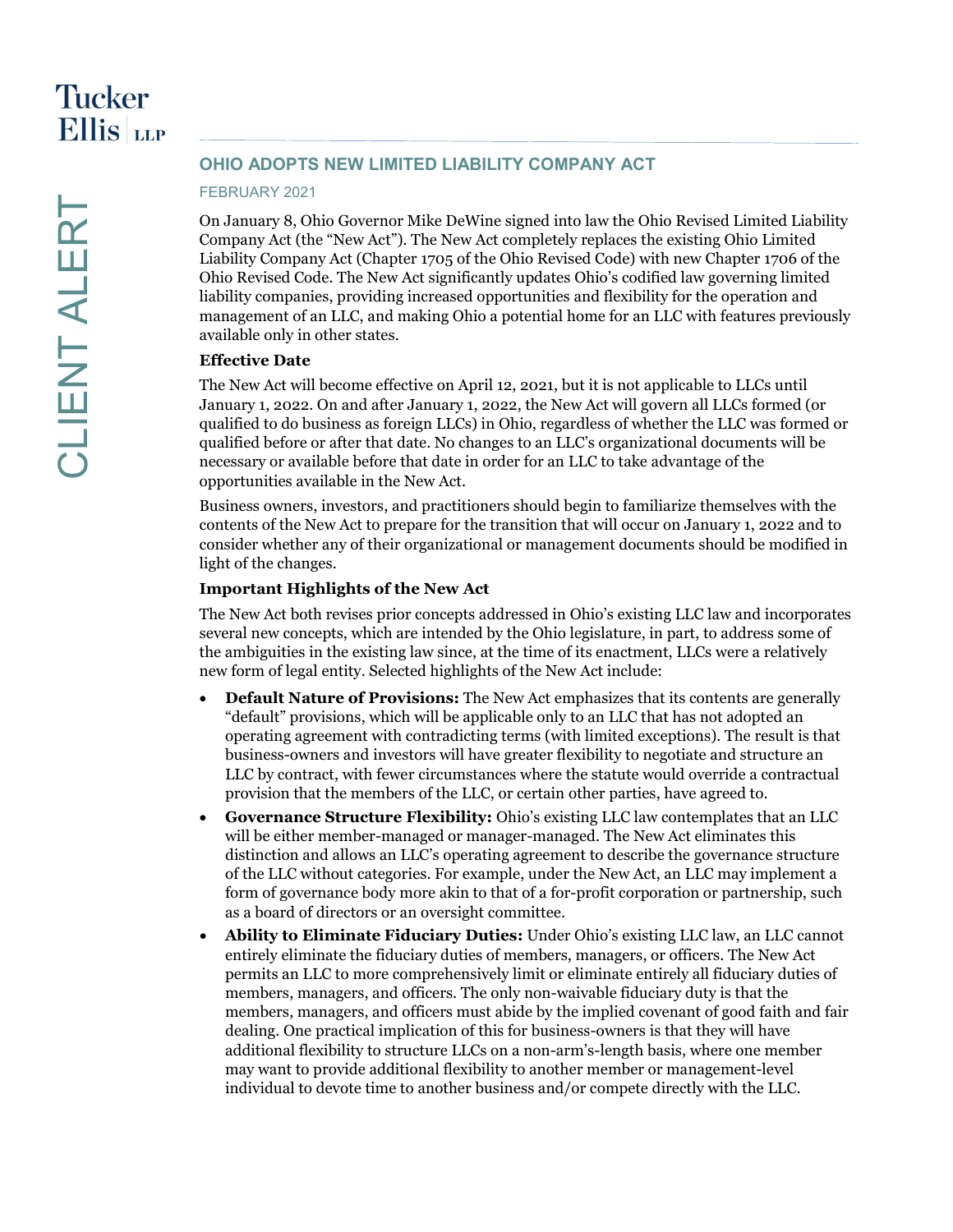# OHIO ADOPTS NEW LIMITED LIABILITY COMPANY ACT

FEBRUARY 2021

On January 8, Ohio Governor Mike DeWine signed into law the Ohio Revised Limited Liability Company Act (the "New Act"). The New Act completely replaces the existing Ohio Limited Liability Company Act (Chapter 1705 of the Ohio Revised Code) with new Chapter 1706 of the Ohio Revised Code. The New Act significantly updates Ohio's codified law governing limited liability companies, providing increased opportunities and flexibility for the operation and management of an LLC, and making Ohio a potential home for an LLC with features previously available only in other states.

**Effective Date**

The New Act will become effective on April 12, 2021, but it is not applicable to LLCs until January 1, 2022. On and after January 1, 2022, the New Act will govern all LLCs formed (or qualified to do business as foreign LLCs) in Ohio, regardless of whether the LLC was formed or qualified before or after that date. No changes to an LLC's organizational documents will be necessary or available before that date in order for an LLC to take advantage of the opportunities available in the New Act.

Business owners, investors, and practitioners should begin to familiarize themselves with the contents of the New Act to prepare for the transition that will occur on January 1, 2022 and to consider whether any of their organizational or management documents should be modified in light of the changes.

**Important Highlights of the New Act**

The New Act both revises prior concepts addressed in Ohio's existing LLC law and incorporates several new concepts, which are intended by the Ohio legislature, in part, to address some of the ambiguities in the existing law since, at the time of its enactment, LLCs were a relatively new form of legal entity. Selected highlights of the New Act include:

- **Default Nature of Provisions:** The New Act emphasizes that its contents are generally "default" provisions, which will be applicable only to an LLC that has not adopted an operating agreement with contradicting terms (with limited exceptions). The result is that business-owners and investors will have greater flexibility to negotiate and structure an LLC by contract, with fewer circumstances where the statute would override a contractual provision that the members of the LLC, or certain other parties, have agreed to.
- **Governance Structure Flexibility:** Ohio's existing LLC law contemplates that an LLC will be either member-managed or manager-managed. The New Act eliminates this distinction and allows an LLC's operating agreement to describe the governance structure of the LLC without categories. For example, under the New Act, an LLC may implement a form of governance body more akin to that of a for-profit corporation or partnership, such as a board of directors or an oversight committee.
- **Ability to Eliminate Fiduciary Duties:** Under Ohio's existing LLC law, an LLC cannot entirely eliminate the fiduciary duties of members, managers, or officers. The New Act permits an LLC to more comprehensively limit or eliminate entirely all fiduciary duties of members, managers, and officers. The only non-waivable fiduciary duty is that the members, managers, and officers must abide by the implied covenant of good faith and fair dealing. One practical implication of this for business-owners is that they will have additional flexibility to structure LLCs on a non-arm's-length basis, where one member may want to provide additional flexibility to another member or management-level individual to devote time to another business and/or compete directly with the LLC.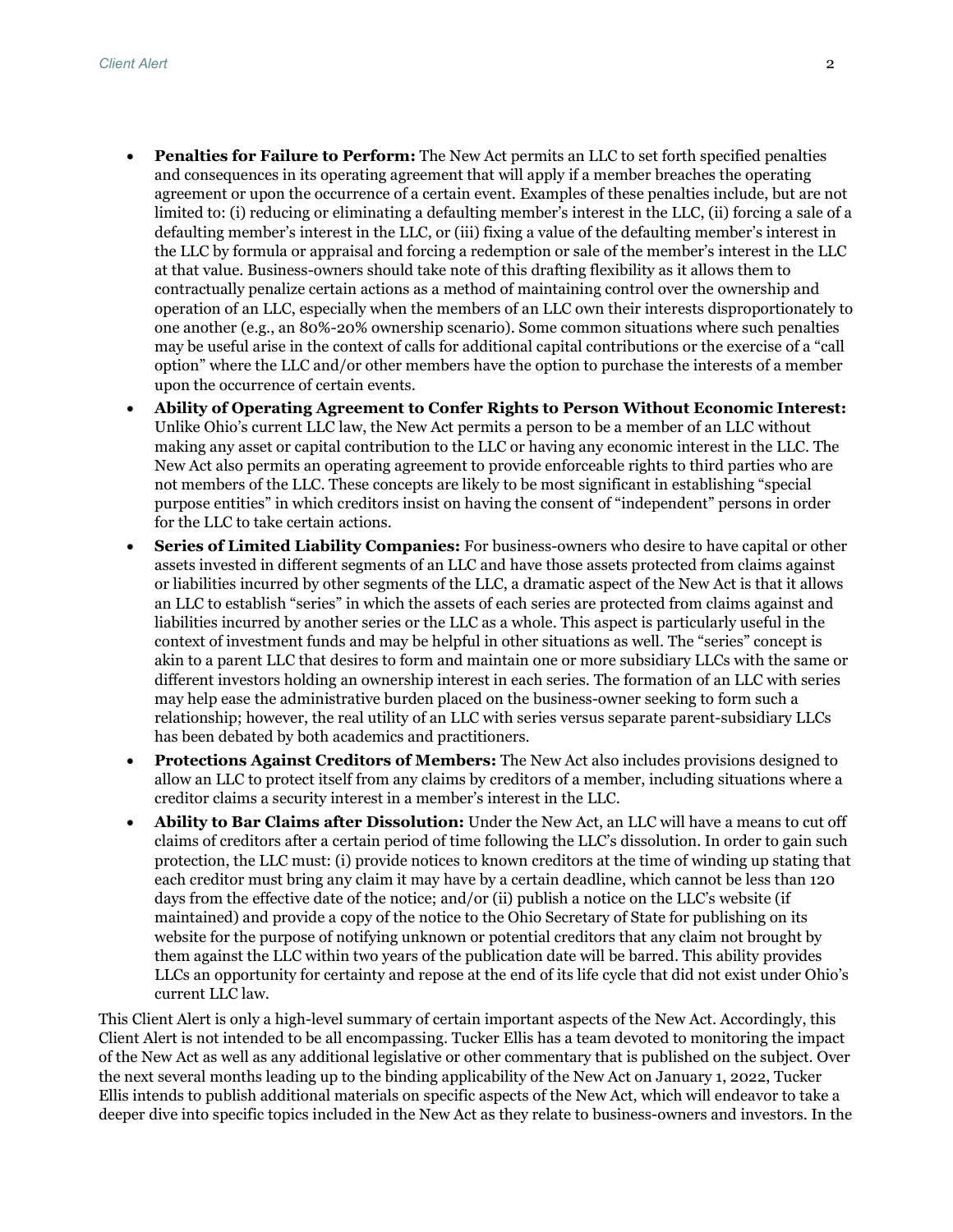- **Penalties for Failure to Perform:** The New Act permits an LLC to set forth specified penalties and consequences in its operating agreement that will apply if a member breaches the operating agreement or upon the occurrence of a certain event. Examples of these penalties include, but are not limited to: (i) reducing or eliminating a defaulting member's interest in the LLC, (ii) forcing a sale of a defaulting member's interest in the LLC, or (iii) fixing a value of the defaulting member's interest in the LLC by formula or appraisal and forcing a redemption or sale of the member's interest in the LLC at that value. Business-owners should take note of this drafting flexibility as it allows them to contractually penalize certain actions as a method of maintaining control over the ownership and operation of an LLC, especially when the members of an LLC own their interests disproportionately to one another (e.g., an 80%-20% ownership scenario). Some common situations where such penalties may be useful arise in the context of calls for additional capital contributions or the exercise of a "call option" where the LLC and/or other members have the option to purchase the interests of a member upon the occurrence of certain events.
- **Ability of Operating Agreement to Confer Rights to Person Without Economic Interest:** Unlike Ohio's current LLC law, the New Act permits a person to be a member of an LLC without making any asset or capital contribution to the LLC or having any economic interest in the LLC. The New Act also permits an operating agreement to provide enforceable rights to third parties who are not members of the LLC. These concepts are likely to be most significant in establishing "special purpose entities" in which creditors insist on having the consent of "independent" persons in order for the LLC to take certain actions.
- **Series of Limited Liability Companies:** For business-owners who desire to have capital or other assets invested in different segments of an LLC and have those assets protected from claims against or liabilities incurred by other segments of the LLC, a dramatic aspect of the New Act is that it allows an LLC to establish "series" in which the assets of each series are protected from claims against and liabilities incurred by another series or the LLC as a whole. This aspect is particularly useful in the context of investment funds and may be helpful in other situations as well. The "series" concept is akin to a parent LLC that desires to form and maintain one or more subsidiary LLCs with the same or different investors holding an ownership interest in each series. The formation of an LLC with series may help ease the administrative burden placed on the business-owner seeking to form such a relationship; however, the real utility of an LLC with series versus separate parent-subsidiary LLCs has been debated by both academics and practitioners.
- **Protections Against Creditors of Members:** The New Act also includes provisions designed to allow an LLC to protect itself from any claims by creditors of a member, including situations where a creditor claims a security interest in a member's interest in the LLC.
- **Ability to Bar Claims after Dissolution:** Under the New Act, an LLC will have a means to cut off claims of creditors after a certain period of time following the LLC's dissolution. In order to gain such protection, the LLC must: (i) provide notices to known creditors at the time of winding up stating that each creditor must bring any claim it may have by a certain deadline, which cannot be less than 120 days from the effective date of the notice; and/or (ii) publish a notice on the LLC's website (if maintained) and provide a copy of the notice to the Ohio Secretary of State for publishing on its website for the purpose of notifying unknown or potential creditors that any claim not brought by them against the LLC within two years of the publication date will be barred. This ability provides LLCs an opportunity for certainty and repose at the end of its life cycle that did not exist under Ohio's current LLC law.

This Client Alert is only a high-level summary of certain important aspects of the New Act. Accordingly, this Client Alert is not intended to be all encompassing. Tucker Ellis has a team devoted to monitoring the impact of the New Act as well as any additional legislative or other commentary that is published on the subject. Over the next several months leading up to the binding applicability of the New Act on January 1, 2022, Tucker Ellis intends to publish additional materials on specific aspects of the New Act, which will endeavor to take a deeper dive into specific topics included in the New Act as they relate to business-owners and investors. In the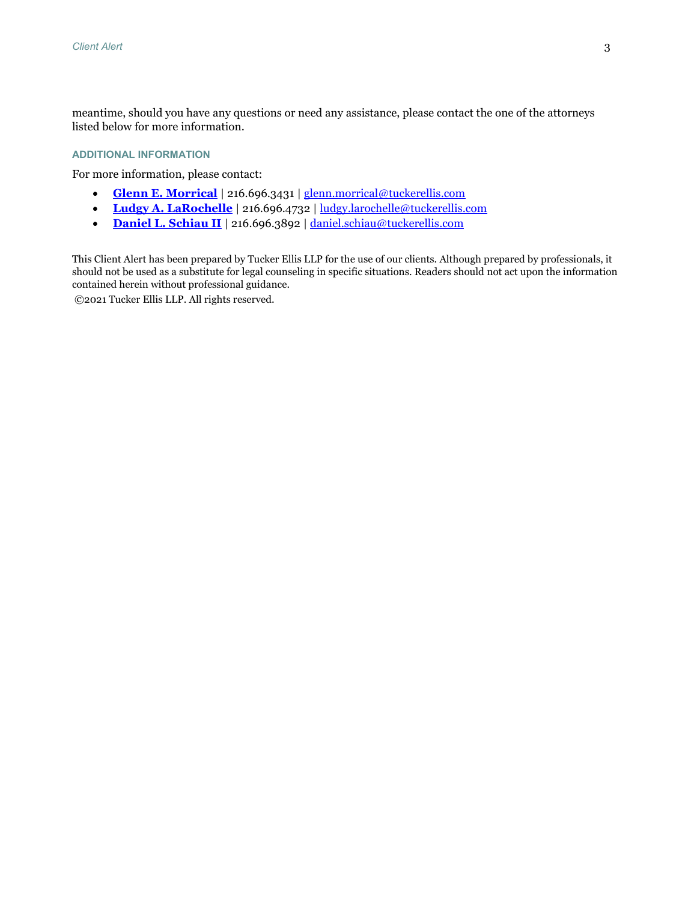meantime, should you have any questions or need any assistance, please contact the one of the attorneys listed below for more information.

### ADDITIONAL INFORMATION

For more information, please contact:

- **Glenn E. Morrical** | 216.696.3431 | glenn.morrical@tuckerellis.com
- **Ludgy A. LaRochelle** | 216.696.4732 | ludgy.larochelle@tuckerellis.com
- **Daniel L. Schiau II** | 216.696.3892 | daniel.schiau@tuckerellis.com

This Client Alert has been prepared by Tucker Ellis LLP for the use of our clients. Although prepared by professionals, it should not be used as a substitute for legal counseling in specific situations. Readers should not act upon the information contained herein without professional guidance.

©2021 Tucker Ellis LLP. All rights reserved.